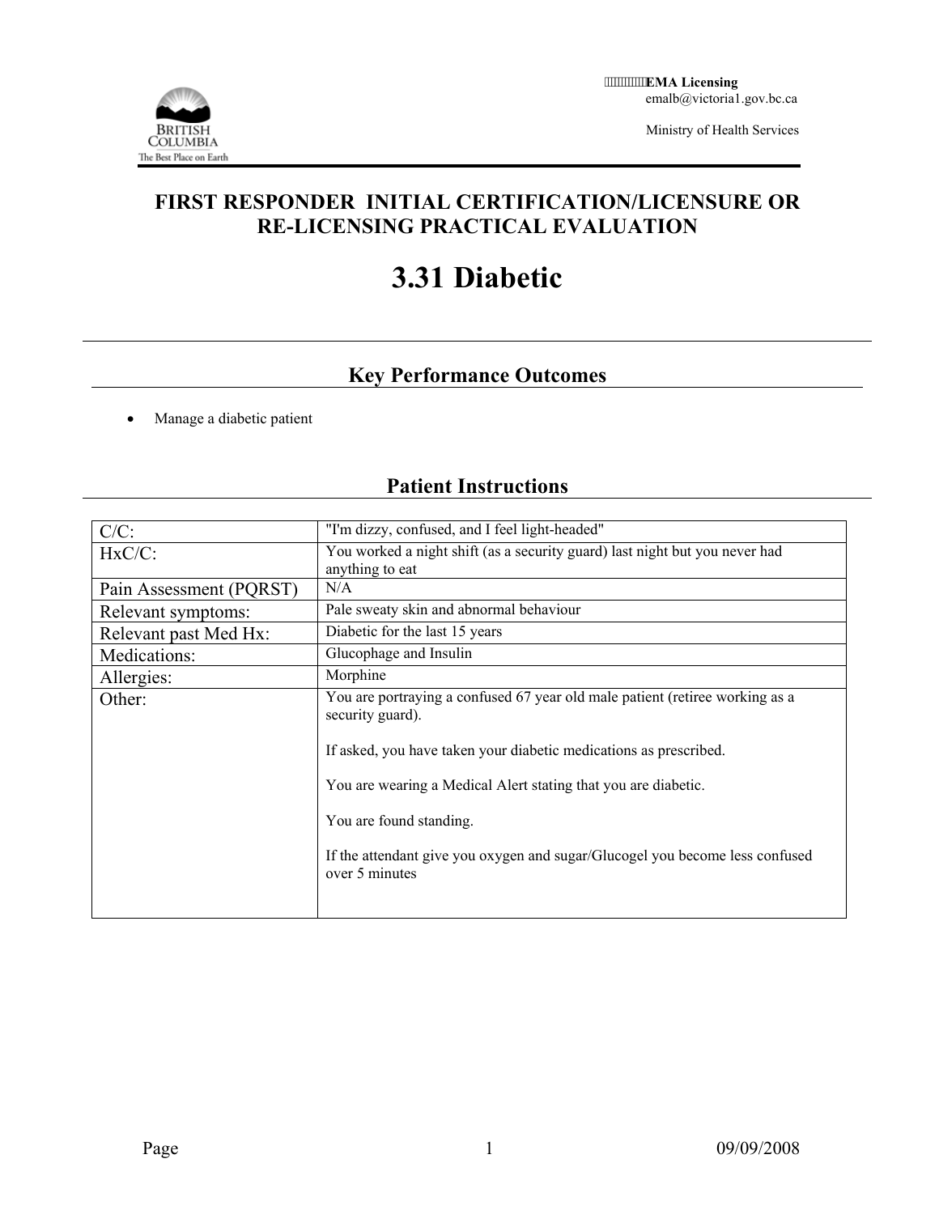EMA Licensing
emalb@victoria1.gov.bc.ca

Ministry of Health Services

# FIRST RESPONDER INITIAL CERTIFICATION/LICENSURE OR RE-LICENSING PRACTICAL EVALUATION

# 3.31 Diabetic

## Key Performance Outcomes

- Manage a diabetic patient

## Patient Instructions

| | |
|---|---|
| C/C: | "I'm dizzy, confused, and I feel light-headed" |
| HxC/C: | You worked a night shift (as a security guard) last night but you never had anything to eat |
| Pain Assessment (PQRST) | N/A |
| Relevant symptoms: | Pale sweaty skin and abnormal behaviour |
| Relevant past Med Hx: | Diabetic for the last 15 years |
| Medications: | Glucophage and Insulin |
| Allergies: | Morphine |
| Other: | You are portraying a confused 67 year old male patient (retiree working as a security guard).<br><br>If asked, you have taken your diabetic medications as prescribed.<br><br>You are wearing a Medical Alert stating that you are diabetic.<br><br>You are found standing.<br><br>If the attendant give you oxygen and sugar/Glucogel you become less confused over 5 minutes |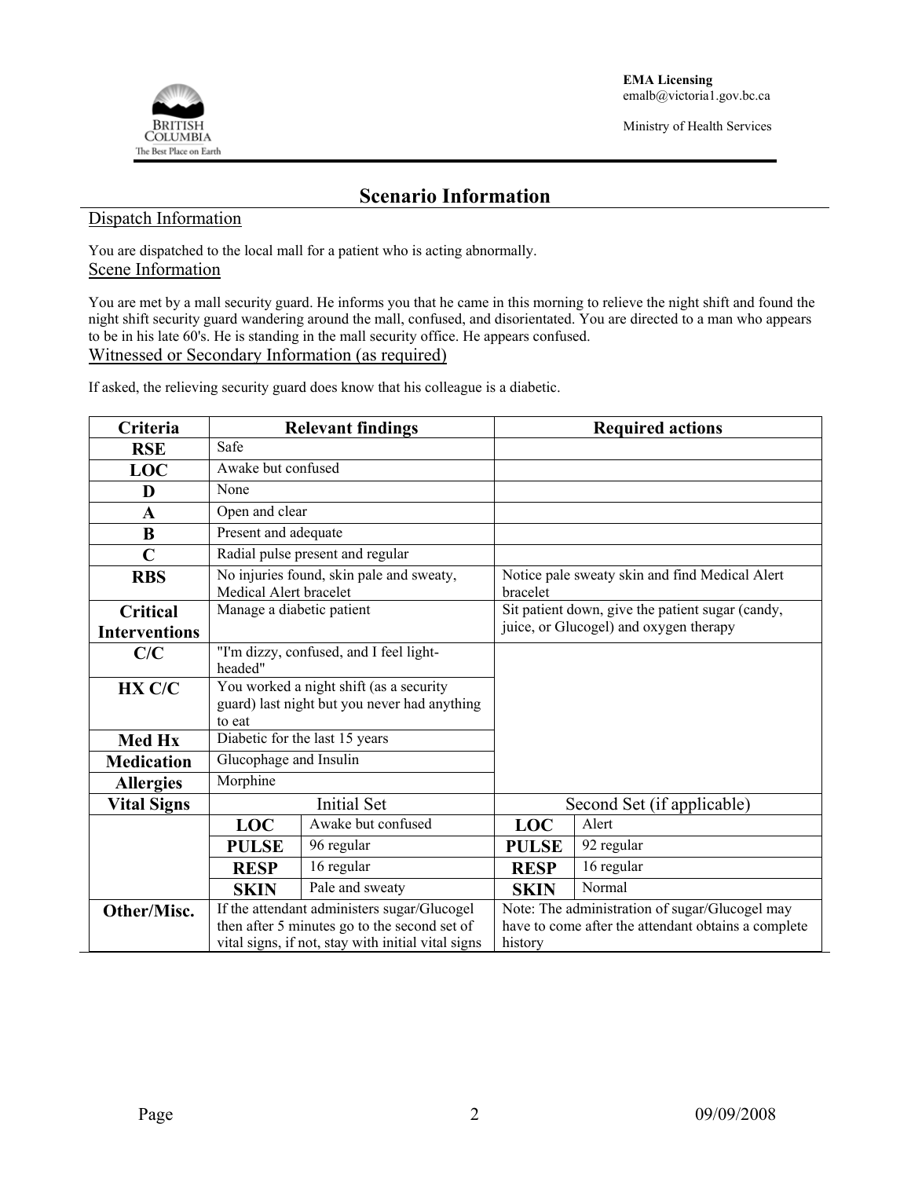EMA Licensing
emalb@victoria1.gov.bc.ca

Ministry of Health Services

# Scenario Information

## Dispatch Information

You are dispatched to the local mall for a patient who is acting abnormally.

## Scene Information

You are met by a mall security guard. He informs you that he came in this morning to relieve the night shift and found the night shift security guard wandering around the mall, confused, and disorientated. You are directed to a man who appears to be in his late 60's. He is standing in the mall security office. He appears confused.

## Witnessed or Secondary Information (as required)

If asked, the relieving security guard does know that his colleague is a diabetic.

| Criteria | Relevant findings | | Required actions | |
|---|---|---|---|---|
| **RSE** | Safe | | | |
| **LOC** | Awake but confused | | | |
| **D** | None | | | |
| **A** | Open and clear | | | |
| **B** | Present and adequate | | | |
| **C** | Radial pulse present and regular | | | |
| **RBS** | No injuries found, skin pale and sweaty, Medical Alert bracelet | | Notice pale sweaty skin and find Medical Alert bracelet | |
| **Critical Interventions** | Manage a diabetic patient | | Sit patient down, give the patient sugar (candy, juice, or Glucogel) and oxygen therapy | |
| **C/C** | "I'm dizzy, confused, and I feel light-headed" | | | |
| **HX C/C** | You worked a night shift (as a security guard) last night but you never had anything to eat | | | |
| **Med Hx** | Diabetic for the last 15 years | | | |
| **Medication** | Glucophage and Insulin | | | |
| **Allergies** | Morphine | | | |
| **Vital Signs** | Initial Set | | Second Set (if applicable) | |
| | **LOC** | Awake but confused | **LOC** | Alert |
| | **PULSE** | 96 regular | **PULSE** | 92 regular |
| | **RESP** | 16 regular | **RESP** | 16 regular |
| | **SKIN** | Pale and sweaty | **SKIN** | Normal |
| **Other/Misc.** | If the attendant administers sugar/Glucogel then after 5 minutes go to the second set of vital signs, if not, stay with initial vital signs | | Note: The administration of sugar/Glucogel may have to come after the attendant obtains a complete history | |